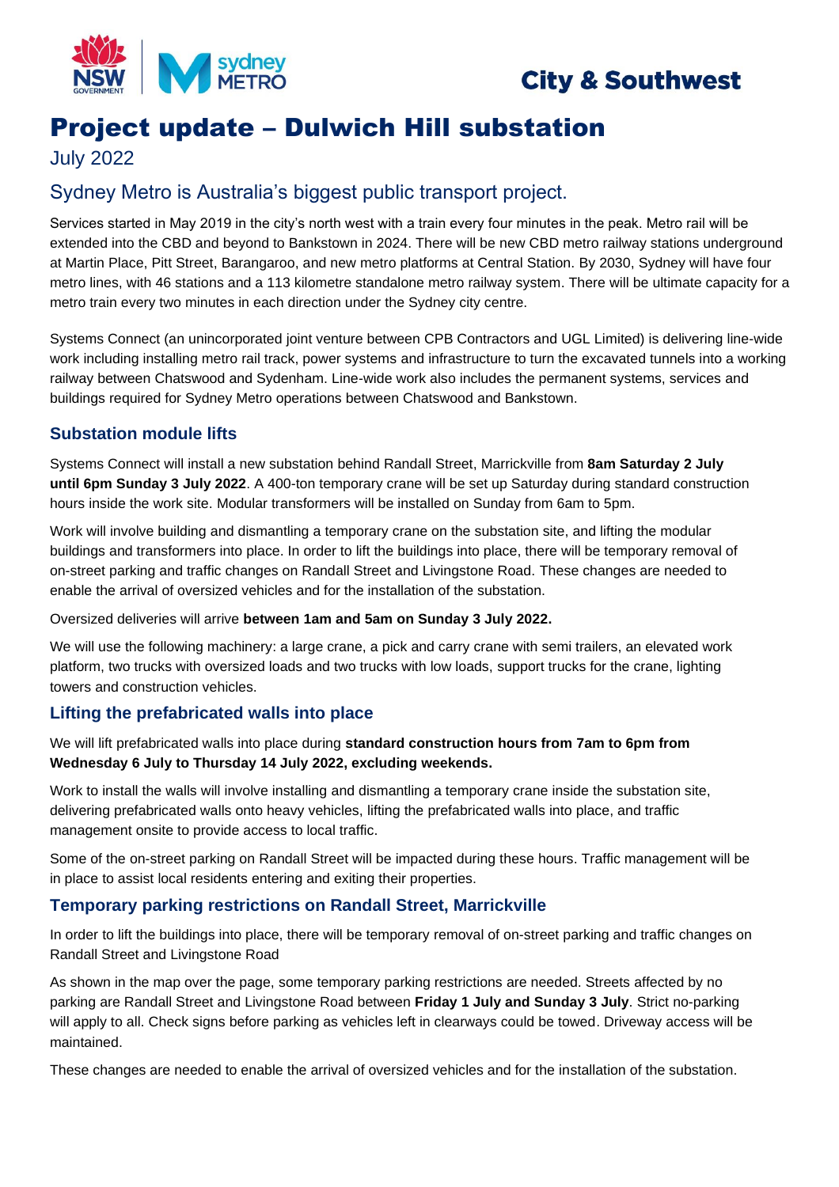City & Southwest

# Project update – Dulwich Hill substation

July 2022

## Sydney Metro is Australia's biggest public transport project.

Services started in May 2019 in the city's north west with a train every four minutes in the peak. Metro rail will be extended into the CBD and beyond to Bankstown in 2024. There will be new CBD metro railway stations underground at Martin Place, Pitt Street, Barangaroo, and new metro platforms at Central Station. By 2030, Sydney will have four metro lines, with 46 stations and a 113 kilometre standalone metro railway system. There will be ultimate capacity for a metro train every two minutes in each direction under the Sydney city centre.

Systems Connect (an unincorporated joint venture between CPB Contractors and UGL Limited) is delivering line-wide work including installing metro rail track, power systems and infrastructure to turn the excavated tunnels into a working railway between Chatswood and Sydenham. Line-wide work also includes the permanent systems, services and buildings required for Sydney Metro operations between Chatswood and Bankstown.

### Substation module lifts

Systems Connect will install a new substation behind Randall Street, Marrickville from **8am Saturday 2 July until 6pm Sunday 3 July 2022**. A 400-ton temporary crane will be set up Saturday during standard construction hours inside the work site. Modular transformers will be installed on Sunday from 6am to 5pm.

Work will involve building and dismantling a temporary crane on the substation site, and lifting the modular buildings and transformers into place. In order to lift the buildings into place, there will be temporary removal of on-street parking and traffic changes on Randall Street and Livingstone Road. These changes are needed to enable the arrival of oversized vehicles and for the installation of the substation.

Oversized deliveries will arrive **between 1am and 5am on Sunday 3 July 2022.**

We will use the following machinery: a large crane, a pick and carry crane with semi trailers, an elevated work platform, two trucks with oversized loads and two trucks with low loads, support trucks for the crane, lighting towers and construction vehicles.

### Lifting the prefabricated walls into place

We will lift prefabricated walls into place during **standard construction hours from 7am to 6pm from Wednesday 6 July to Thursday 14 July 2022, excluding weekends.**

Work to install the walls will involve installing and dismantling a temporary crane inside the substation site, delivering prefabricated walls onto heavy vehicles, lifting the prefabricated walls into place, and traffic management onsite to provide access to local traffic.

Some of the on-street parking on Randall Street will be impacted during these hours. Traffic management will be in place to assist local residents entering and exiting their properties.

### Temporary parking restrictions on Randall Street, Marrickville

In order to lift the buildings into place, there will be temporary removal of on-street parking and traffic changes on Randall Street and Livingstone Road

As shown in the map over the page, some temporary parking restrictions are needed. Streets affected by no parking are Randall Street and Livingstone Road between **Friday 1 July and Sunday 3 July**. Strict no-parking will apply to all. Check signs before parking as vehicles left in clearways could be towed. Driveway access will be maintained.

These changes are needed to enable the arrival of oversized vehicles and for the installation of the substation.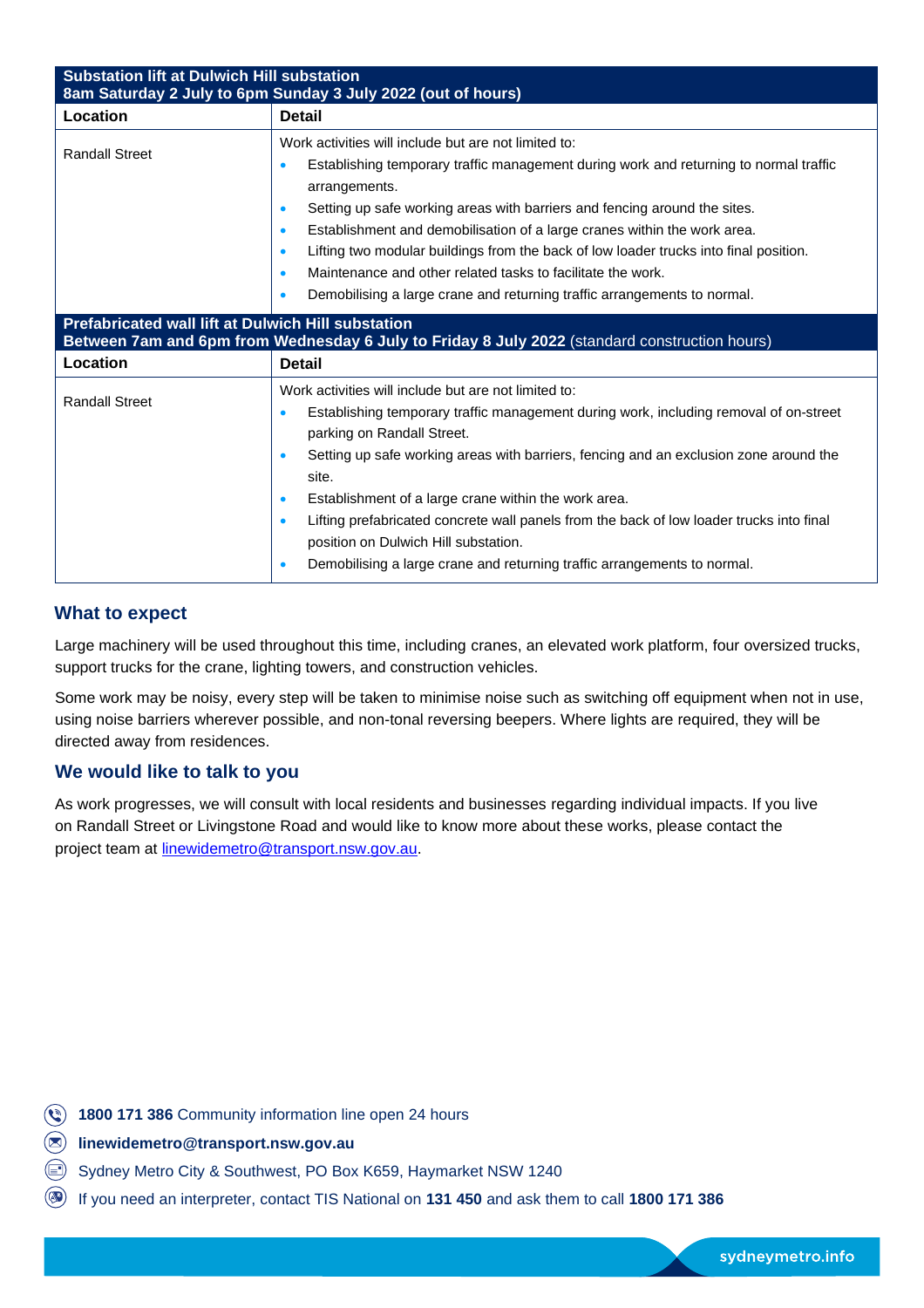| Substation lift at Dulwich Hill substation<br>8am Saturday 2 July to 6pm Sunday 3 July 2022 (out of hours) | |
|---|---|
| **Location** | **Detail** |
| Randall Street | Work activities will include but are not limited to:<br>• Establishing temporary traffic management during work and returning to normal traffic arrangements.<br>• Setting up safe working areas with barriers and fencing around the sites.<br>• Establishment and demobilisation of a large cranes within the work area.<br>• Lifting two modular buildings from the back of low loader trucks into final position.<br>• Maintenance and other related tasks to facilitate the work.<br>• Demobilising a large crane and returning traffic arrangements to normal. |

| Prefabricated wall lift at Dulwich Hill substation<br>**Between 7am and 6pm from Wednesday 6 July to Friday 8 July 2022** (standard construction hours) | |
|---|---|
| **Location** | **Detail** |
| Randall Street | Work activities will include but are not limited to:<br>• Establishing temporary traffic management during work, including removal of on-street parking on Randall Street.<br>• Setting up safe working areas with barriers, fencing and an exclusion zone around the site.<br>• Establishment of a large crane within the work area.<br>• Lifting prefabricated concrete wall panels from the back of low loader trucks into final position on Dulwich Hill substation.<br>• Demobilising a large crane and returning traffic arrangements to normal. |

## What to expect

Large machinery will be used throughout this time, including cranes, an elevated work platform, four oversized trucks, support trucks for the crane, lighting towers, and construction vehicles.

Some work may be noisy, every step will be taken to minimise noise such as switching off equipment when not in use, using noise barriers wherever possible, and non-tonal reversing beepers. Where lights are required, they will be directed away from residences.

## We would like to talk to you

As work progresses, we will consult with local residents and businesses regarding individual impacts. If you live on Randall Street or Livingstone Road and would like to know more about these works, please contact the project team at linewidemetro@transport.nsw.gov.au.

**1800 171 386** Community information line open 24 hours

**linewidemetro@transport.nsw.gov.au**

Sydney Metro City & Southwest, PO Box K659, Haymarket NSW 1240

If you need an interpreter, contact TIS National on **131 450** and ask them to call **1800 171 386**

sydneymetro.info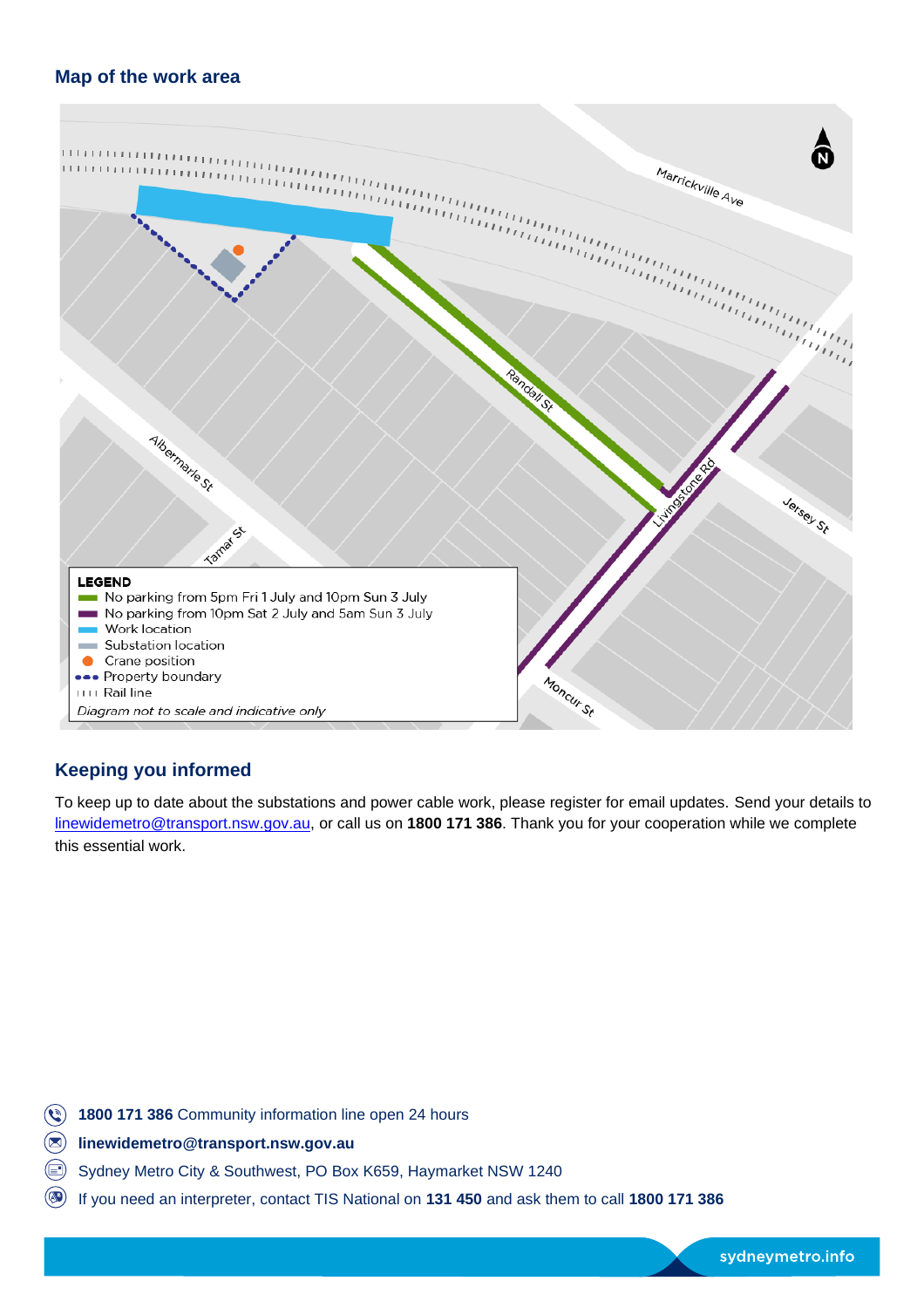## Map of the work area

Marrickville Ave

Randall St

Livingstone Rd

Jersey St

Albermarle St

Tamar St

Moncur St

**LEGEND**

- No parking from 5pm Fri 1 July and 10pm Sun 3 July
- No parking from 10pm Sat 2 July and 5am Sun 3 July
- Work location
- Substation location
- Crane position
- Property boundary
- Rail line

*Diagram not to scale and indicative only*

## Keeping you informed

To keep up to date about the substations and power cable work, please register for email updates. Send your details to linewidemetro@transport.nsw.gov.au, or call us on **1800 171 386**. Thank you for your cooperation while we complete this essential work.

**1800 171 386** Community information line open 24 hours

**linewidemetro@transport.nsw.gov.au**

Sydney Metro City & Southwest, PO Box K659, Haymarket NSW 1240

If you need an interpreter, contact TIS National on **131 450** and ask them to call **1800 171 386**

sydneymetro.info